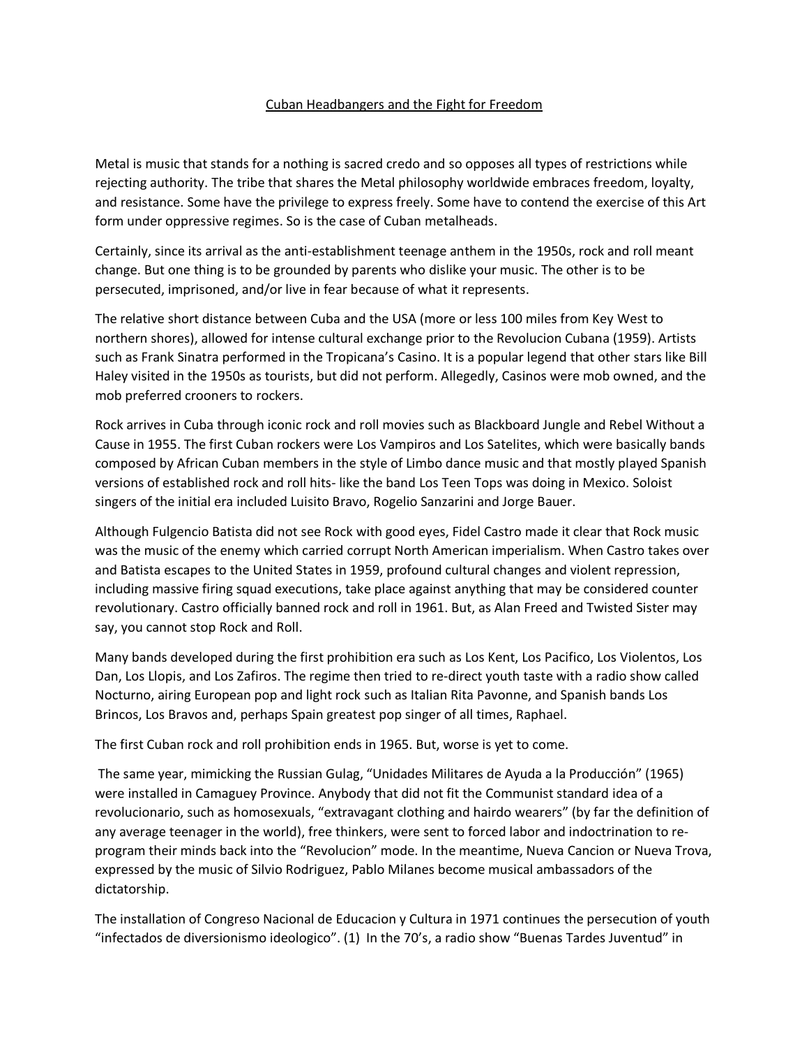# Cuban Headbangers and the Fight for Freedom

Metal is music that stands for a nothing is sacred credo and so opposes all types of restrictions while rejecting authority. The tribe that shares the Metal philosophy worldwide embraces freedom, loyalty, and resistance. Some have the privilege to express freely. Some have to contend the exercise of this Art form under oppressive regimes. So is the case of Cuban metalheads.

Certainly, since its arrival as the anti-establishment teenage anthem in the 1950s, rock and roll meant change. But one thing is to be grounded by parents who dislike your music. The other is to be persecuted, imprisoned, and/or live in fear because of what it represents.

The relative short distance between Cuba and the USA (more or less 100 miles from Key West to northern shores), allowed for intense cultural exchange prior to the Revolucion Cubana (1959). Artists such as Frank Sinatra performed in the Tropicana's Casino. It is a popular legend that other stars like Bill Haley visited in the 1950s as tourists, but did not perform. Allegedly, Casinos were mob owned, and the mob preferred crooners to rockers.

Rock arrives in Cuba through iconic rock and roll movies such as Blackboard Jungle and Rebel Without a Cause in 1955. The first Cuban rockers were Los Vampiros and Los Satelites, which were basically bands composed by African Cuban members in the style of Limbo dance music and that mostly played Spanish versions of established rock and roll hits- like the band Los Teen Tops was doing in Mexico. Soloist singers of the initial era included Luisito Bravo, Rogelio Sanzarini and Jorge Bauer.

Although Fulgencio Batista did not see Rock with good eyes, Fidel Castro made it clear that Rock music was the music of the enemy which carried corrupt North American imperialism. When Castro takes over and Batista escapes to the United States in 1959, profound cultural changes and violent repression, including massive firing squad executions, take place against anything that may be considered counter revolutionary. Castro officially banned rock and roll in 1961. But, as Alan Freed and Twisted Sister may say, you cannot stop Rock and Roll.

Many bands developed during the first prohibition era such as Los Kent, Los Pacifico, Los Violentos, Los Dan, Los Llopis, and Los Zafiros. The regime then tried to re-direct youth taste with a radio show called Nocturno, airing European pop and light rock such as Italian Rita Pavonne, and Spanish bands Los Brincos, Los Bravos and, perhaps Spain greatest pop singer of all times, Raphael.

The first Cuban rock and roll prohibition ends in 1965. But, worse is yet to come.

The same year, mimicking the Russian Gulag, "Unidades Militares de Ayuda a la Producción" (1965) were installed in Camaguey Province. Anybody that did not fit the Communist standard idea of a revolucionario, such as homosexuals, "extravagant clothing and hairdo wearers" (by far the definition of any average teenager in the world), free thinkers, were sent to forced labor and indoctrination to re-program their minds back into the "Revolucion" mode. In the meantime, Nueva Cancion or Nueva Trova, expressed by the music of Silvio Rodriguez, Pablo Milanes become musical ambassadors of the dictatorship.

The installation of Congreso Nacional de Educacion y Cultura in 1971 continues the persecution of youth "infectados de diversionismo ideologico". (1) In the 70's, a radio show "Buenas Tardes Juventud" in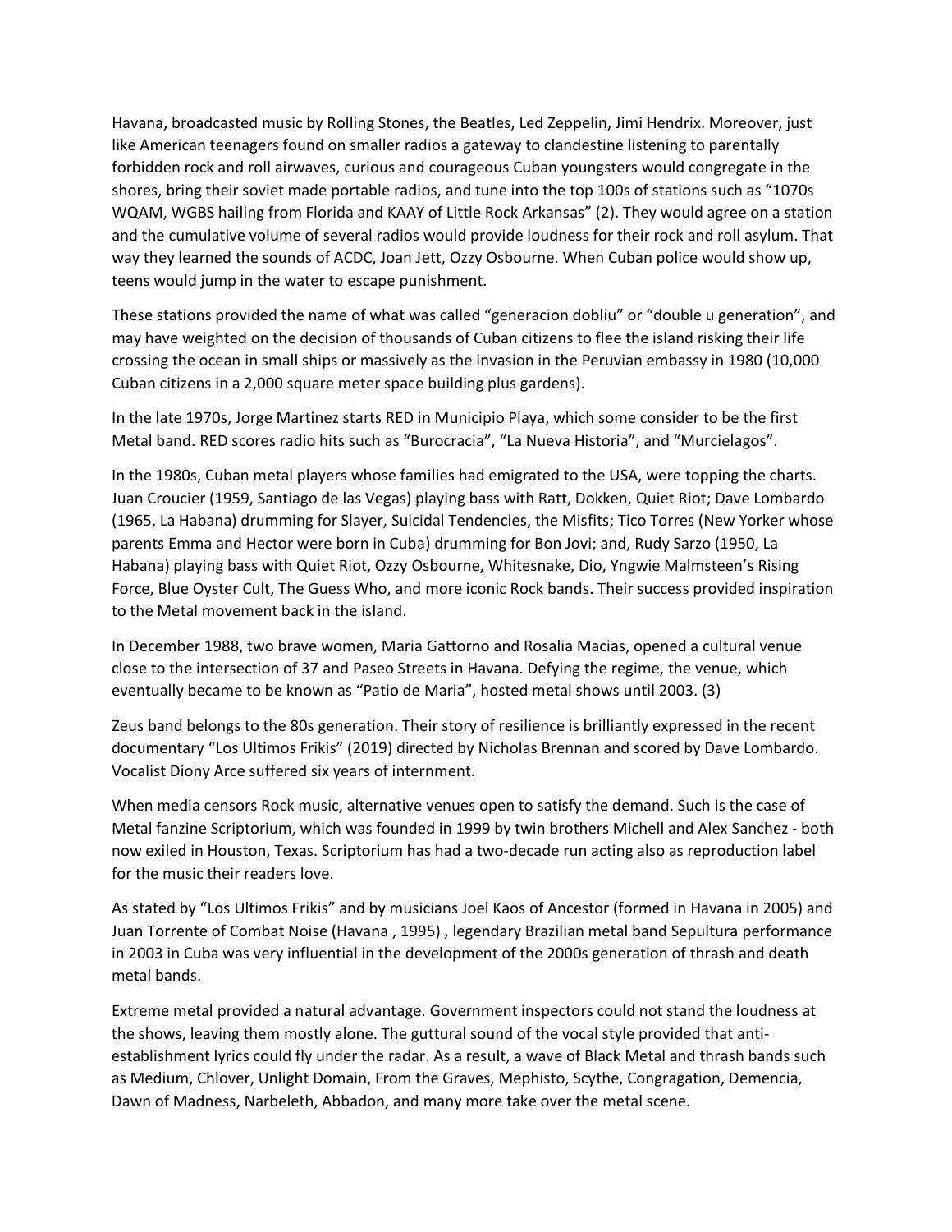Havana, broadcasted music by Rolling Stones, the Beatles, Led Zeppelin, Jimi Hendrix. Moreover, just like American teenagers found on smaller radios a gateway to clandestine listening to parentally forbidden rock and roll airwaves, curious and courageous Cuban youngsters would congregate in the shores, bring their soviet made portable radios, and tune into the top 100s of stations such as "1070s WQAM, WGBS hailing from Florida and KAAY of Little Rock Arkansas" (2). They would agree on a station and the cumulative volume of several radios would provide loudness for their rock and roll asylum. That way they learned the sounds of ACDC, Joan Jett, Ozzy Osbourne. When Cuban police would show up, teens would jump in the water to escape punishment.

These stations provided the name of what was called "generacion dobliu" or "double u generation", and may have weighted on the decision of thousands of Cuban citizens to flee the island risking their life crossing the ocean in small ships or massively as the invasion in the Peruvian embassy in 1980 (10,000 Cuban citizens in a 2,000 square meter space building plus gardens).

In the late 1970s, Jorge Martinez starts RED in Municipio Playa, which some consider to be the first Metal band. RED scores radio hits such as "Burocracia", "La Nueva Historia", and "Murcielagos".

In the 1980s, Cuban metal players whose families had emigrated to the USA, were topping the charts. Juan Croucier (1959, Santiago de las Vegas) playing bass with Ratt, Dokken, Quiet Riot; Dave Lombardo (1965, La Habana) drumming for Slayer, Suicidal Tendencies, the Misfits; Tico Torres (New Yorker whose parents Emma and Hector were born in Cuba) drumming for Bon Jovi; and, Rudy Sarzo (1950, La Habana) playing bass with Quiet Riot, Ozzy Osbourne, Whitesnake, Dio, Yngwie Malmsteen's Rising Force, Blue Oyster Cult, The Guess Who, and more iconic Rock bands. Their success provided inspiration to the Metal movement back in the island.

In December 1988, two brave women, Maria Gattorno and Rosalia Macias, opened a cultural venue close to the intersection of 37 and Paseo Streets in Havana. Defying the regime, the venue, which eventually became to be known as "Patio de Maria", hosted metal shows until 2003. (3)

Zeus band belongs to the 80s generation. Their story of resilience is brilliantly expressed in the recent documentary "Los Ultimos Frikis" (2019) directed by Nicholas Brennan and scored by Dave Lombardo. Vocalist Diony Arce suffered six years of internment.

When media censors Rock music, alternative venues open to satisfy the demand. Such is the case of Metal fanzine Scriptorium, which was founded in 1999 by twin brothers Michell and Alex Sanchez - both now exiled in Houston, Texas. Scriptorium has had a two-decade run acting also as reproduction label for the music their readers love.

As stated by "Los Ultimos Frikis" and by musicians Joel Kaos of Ancestor (formed in Havana in 2005) and Juan Torrente of Combat Noise (Havana , 1995) , legendary Brazilian metal band Sepultura performance in 2003 in Cuba was very influential in the development of the 2000s generation of thrash and death metal bands.

Extreme metal provided a natural advantage. Government inspectors could not stand the loudness at the shows, leaving them mostly alone. The guttural sound of the vocal style provided that anti-establishment lyrics could fly under the radar. As a result, a wave of Black Metal and thrash bands such as Medium, Chlover, Unlight Domain, From the Graves, Mephisto, Scythe, Congragation, Demencia, Dawn of Madness, Narbeleth, Abbadon, and many more take over the metal scene.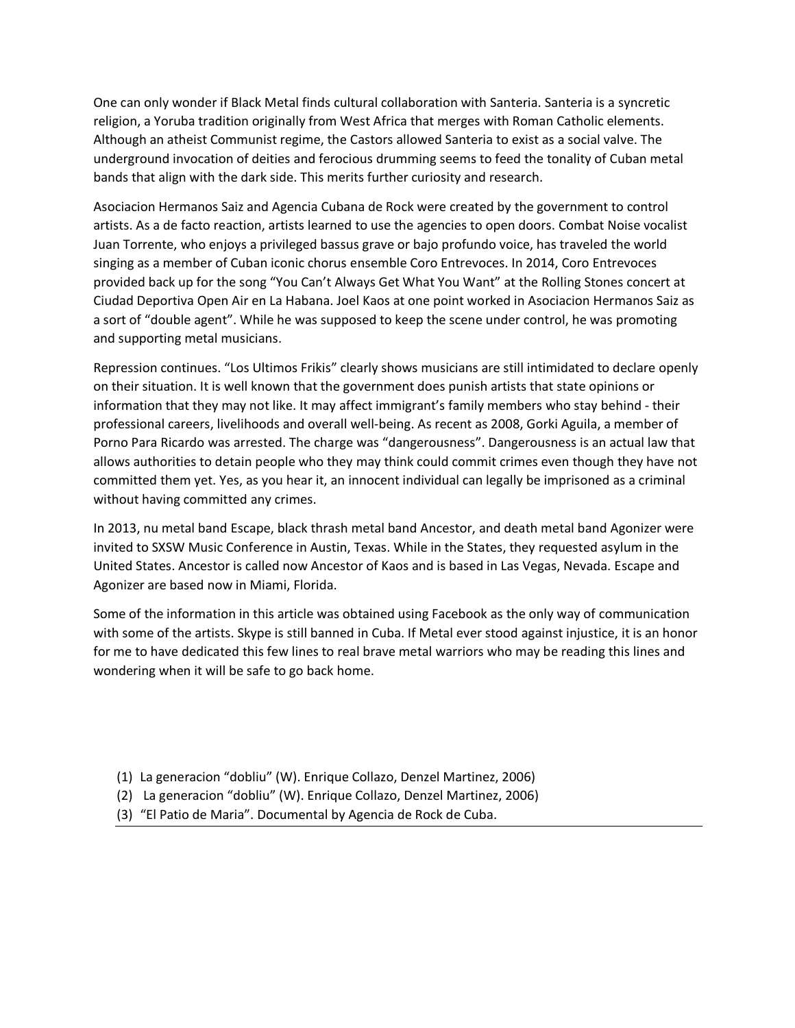One can only wonder if Black Metal finds cultural collaboration with Santeria. Santeria is a syncretic religion, a Yoruba tradition originally from West Africa that merges with Roman Catholic elements. Although an atheist Communist regime, the Castors allowed Santeria to exist as a social valve. The underground invocation of deities and ferocious drumming seems to feed the tonality of Cuban metal bands that align with the dark side. This merits further curiosity and research.

Asociacion Hermanos Saiz and Agencia Cubana de Rock were created by the government to control artists. As a de facto reaction, artists learned to use the agencies to open doors. Combat Noise vocalist Juan Torrente, who enjoys a privileged bassus grave or bajo profundo voice, has traveled the world singing as a member of Cuban iconic chorus ensemble Coro Entrevoces. In 2014, Coro Entrevoces provided back up for the song "You Can't Always Get What You Want" at the Rolling Stones concert at Ciudad Deportiva Open Air en La Habana. Joel Kaos at one point worked in Asociacion Hermanos Saiz as a sort of "double agent". While he was supposed to keep the scene under control, he was promoting and supporting metal musicians.

Repression continues. "Los Ultimos Frikis" clearly shows musicians are still intimidated to declare openly on their situation. It is well known that the government does punish artists that state opinions or information that they may not like. It may affect immigrant's family members who stay behind - their professional careers, livelihoods and overall well-being. As recent as 2008, Gorki Aguila, a member of Porno Para Ricardo was arrested. The charge was "dangerousness". Dangerousness is an actual law that allows authorities to detain people who they may think could commit crimes even though they have not committed them yet. Yes, as you hear it, an innocent individual can legally be imprisoned as a criminal without having committed any crimes.

In 2013, nu metal band Escape, black thrash metal band Ancestor, and death metal band Agonizer were invited to SXSW Music Conference in Austin, Texas. While in the States, they requested asylum in the United States. Ancestor is called now Ancestor of Kaos and is based in Las Vegas, Nevada. Escape and Agonizer are based now in Miami, Florida.

Some of the information in this article was obtained using Facebook as the only way of communication with some of the artists. Skype is still banned in Cuba. If Metal ever stood against injustice, it is an honor for me to have dedicated this few lines to real brave metal warriors who may be reading this lines and wondering when it will be safe to go back home.

(1) La generacion "dobliu" (W). Enrique Collazo, Denzel Martinez, 2006)
(2) La generacion "dobliu" (W). Enrique Collazo, Denzel Martinez, 2006)
(3) "El Patio de Maria". Documental by Agencia de Rock de Cuba.